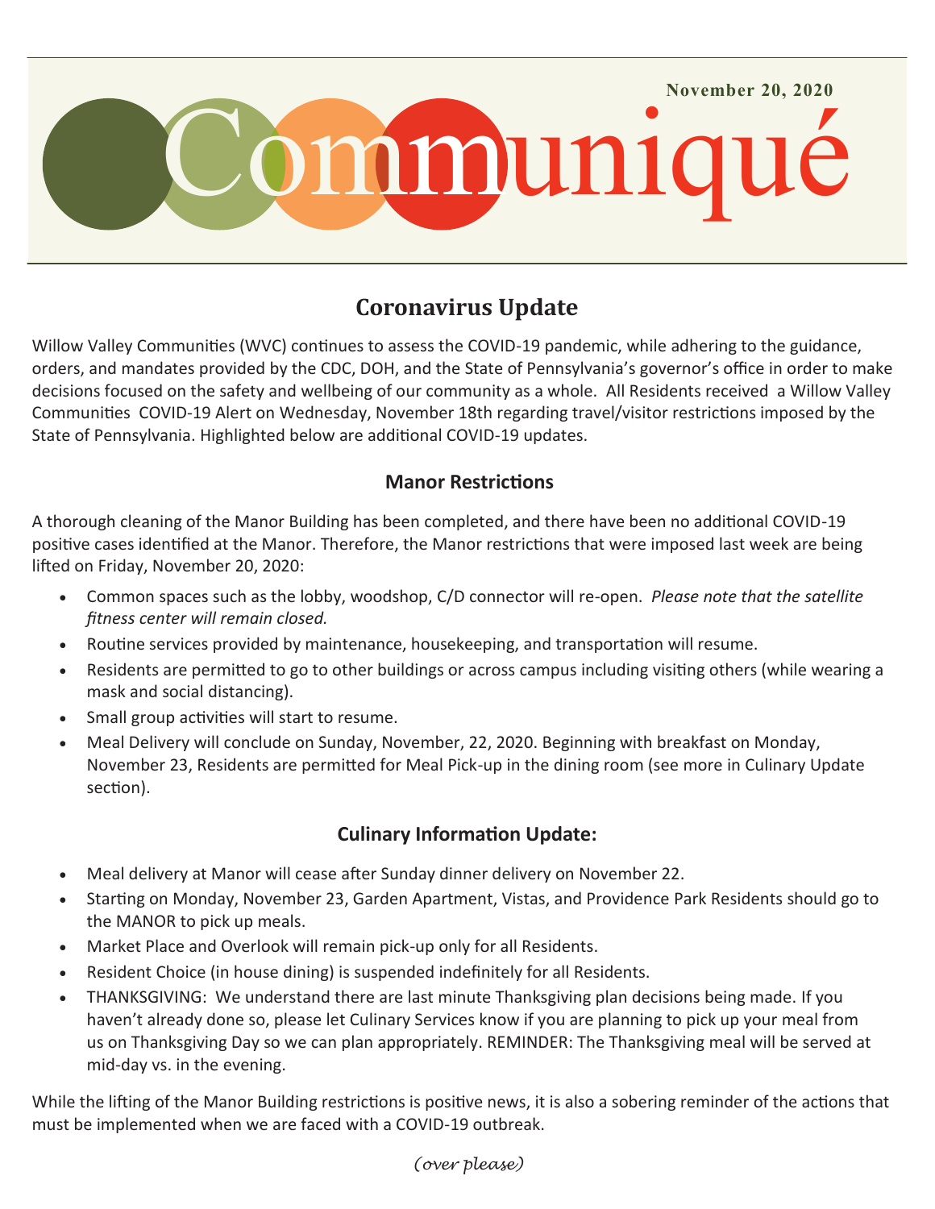November 20, 2020

# Communiqué

## Coronavirus Update

Willow Valley Communities (WVC) continues to assess the COVID-19 pandemic, while adhering to the guidance, orders, and mandates provided by the CDC, DOH, and the State of Pennsylvania's governor's office in order to make decisions focused on the safety and wellbeing of our community as a whole. All Residents received a Willow Valley Communities COVID-19 Alert on Wednesday, November 18th regarding travel/visitor restrictions imposed by the State of Pennsylvania. Highlighted below are additional COVID-19 updates.

### Manor Restrictions

A thorough cleaning of the Manor Building has been completed, and there have been no additional COVID-19 positive cases identified at the Manor. Therefore, the Manor restrictions that were imposed last week are being lifted on Friday, November 20, 2020:

- Common spaces such as the lobby, woodshop, C/D connector will re-open. *Please note that the satellite fitness center will remain closed.*
- Routine services provided by maintenance, housekeeping, and transportation will resume.
- Residents are permitted to go to other buildings or across campus including visiting others (while wearing a mask and social distancing).
- Small group activities will start to resume.
- Meal Delivery will conclude on Sunday, November, 22, 2020. Beginning with breakfast on Monday, November 23, Residents are permitted for Meal Pick-up in the dining room (see more in Culinary Update section).

### Culinary Information Update:

- Meal delivery at Manor will cease after Sunday dinner delivery on November 22.
- Starting on Monday, November 23, Garden Apartment, Vistas, and Providence Park Residents should go to the MANOR to pick up meals.
- Market Place and Overlook will remain pick-up only for all Residents.
- Resident Choice (in house dining) is suspended indefinitely for all Residents.
- THANKSGIVING: We understand there are last minute Thanksgiving plan decisions being made. If you haven't already done so, please let Culinary Services know if you are planning to pick up your meal from us on Thanksgiving Day so we can plan appropriately. REMINDER: The Thanksgiving meal will be served at mid-day vs. in the evening.

While the lifting of the Manor Building restrictions is positive news, it is also a sobering reminder of the actions that must be implemented when we are faced with a COVID-19 outbreak.

*(over please)*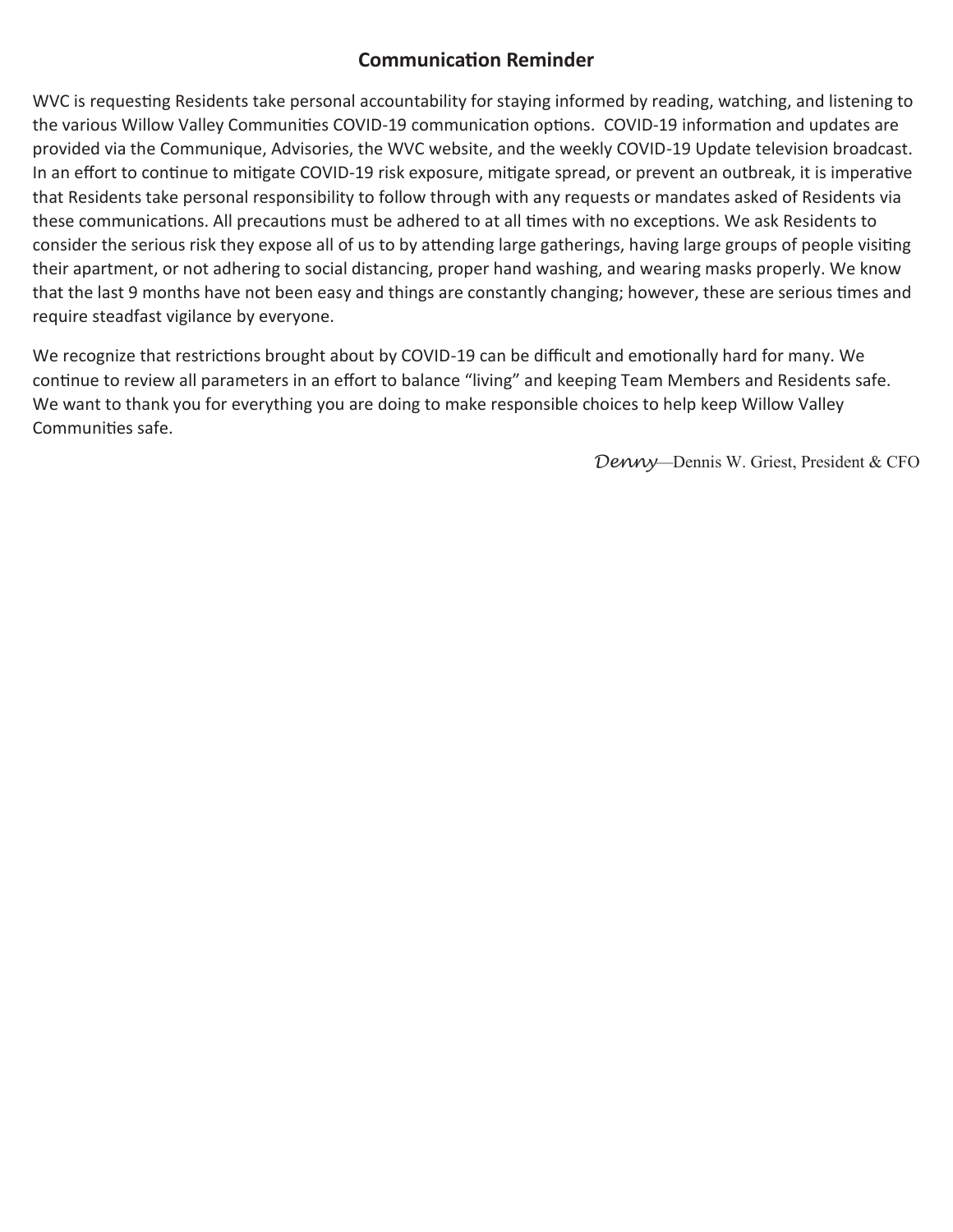## Communication Reminder

WVC is requesting Residents take personal accountability for staying informed by reading, watching, and listening to the various Willow Valley Communities COVID-19 communication options. COVID-19 information and updates are provided via the Communique, Advisories, the WVC website, and the weekly COVID-19 Update television broadcast. In an effort to continue to mitigate COVID-19 risk exposure, mitigate spread, or prevent an outbreak, it is imperative that Residents take personal responsibility to follow through with any requests or mandates asked of Residents via these communications. All precautions must be adhered to at all times with no exceptions. We ask Residents to consider the serious risk they expose all of us to by attending large gatherings, having large groups of people visiting their apartment, or not adhering to social distancing, proper hand washing, and wearing masks properly. We know that the last 9 months have not been easy and things are constantly changing; however, these are serious times and require steadfast vigilance by everyone.

We recognize that restrictions brought about by COVID-19 can be difficult and emotionally hard for many. We continue to review all parameters in an effort to balance "living" and keeping Team Members and Residents safe. We want to thank you for everything you are doing to make responsible choices to help keep Willow Valley Communities safe.

*Denny*—Dennis W. Griest, President & CFO